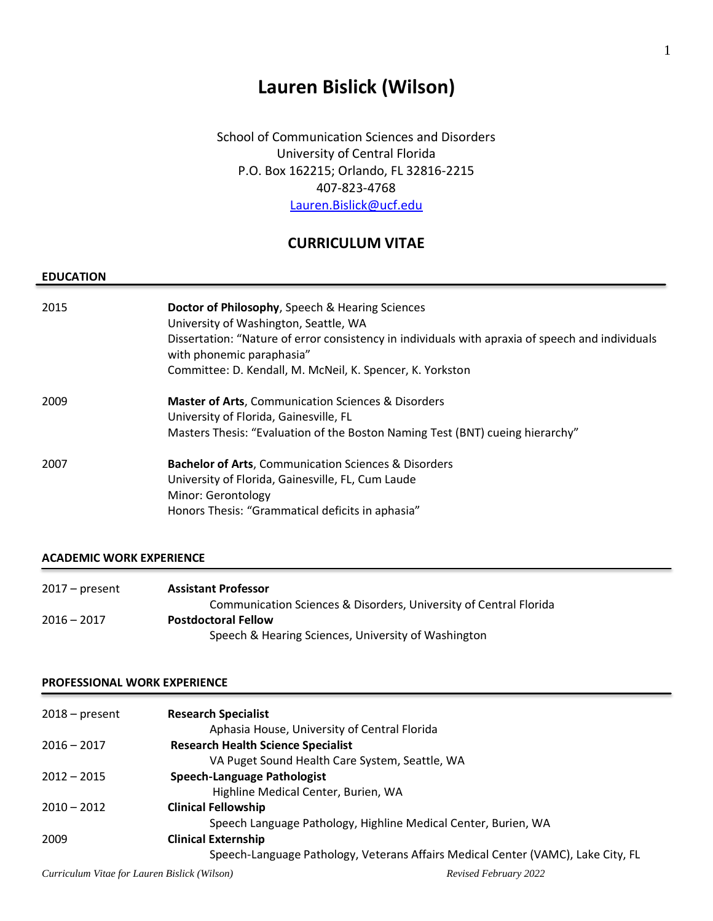# Lauren Bislick (Wilson)

School of Communication Sciences and Disorders
University of Central Florida
P.O. Box 162215; Orlando, FL 32816-2215
407-823-4768
[Lauren.Bislick@ucf.edu](mailto:Lauren.Bislick@ucf.edu)

## CURRICULUM VITAE

### EDUCATION

2015 — **Doctor of Philosophy**, Speech & Hearing Sciences
University of Washington, Seattle, WA
Dissertation: "Nature of error consistency in individuals with apraxia of speech and individuals with phonemic paraphasia"
Committee: D. Kendall, M. McNeil, K. Spencer, K. Yorkston

2009 — **Master of Arts**, Communication Sciences & Disorders
University of Florida, Gainesville, FL
Masters Thesis: "Evaluation of the Boston Naming Test (BNT) cueing hierarchy"

2007 — **Bachelor of Arts**, Communication Sciences & Disorders
University of Florida, Gainesville, FL, Cum Laude
Minor: Gerontology
Honors Thesis: "Grammatical deficits in aphasia"

### ACADEMIC WORK EXPERIENCE

2017 – present — **Assistant Professor**
Communication Sciences & Disorders, University of Central Florida

2016 – 2017 — **Postdoctoral Fellow**
Speech & Hearing Sciences, University of Washington

### PROFESSIONAL WORK EXPERIENCE

2018 – present — **Research Specialist**
Aphasia House, University of Central Florida

2016 – 2017 — **Research Health Science Specialist**
VA Puget Sound Health Care System, Seattle, WA

2012 – 2015 — **Speech-Language Pathologist**
Highline Medical Center, Burien, WA

2010 – 2012 — **Clinical Fellowship**
Speech Language Pathology, Highline Medical Center, Burien, WA

2009 — **Clinical Externship**
Speech-Language Pathology, Veterans Affairs Medical Center (VAMC), Lake City, FL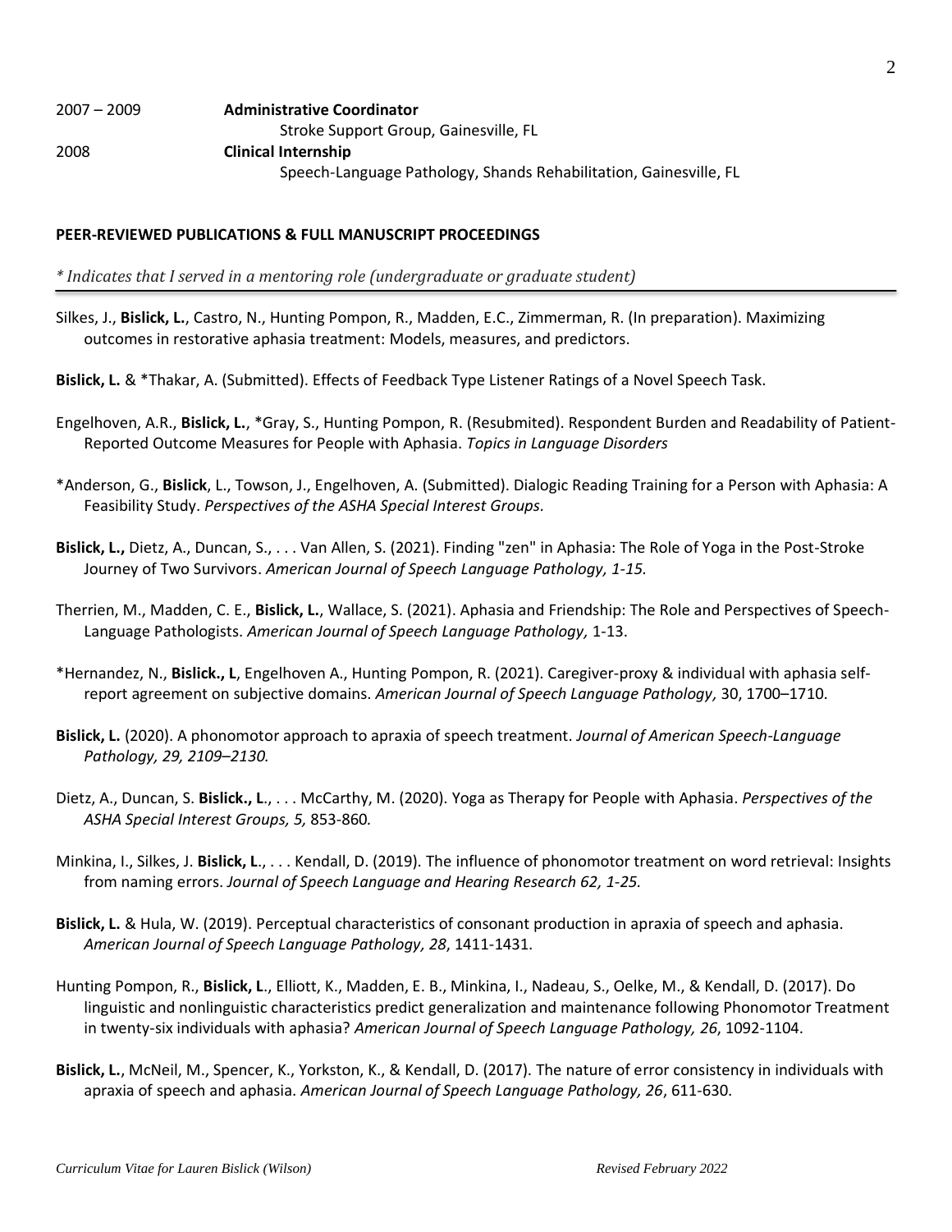2007 – 2009 **Administrative Coordinator**
Stroke Support Group, Gainesville, FL

2008 **Clinical Internship**
Speech-Language Pathology, Shands Rehabilitation, Gainesville, FL

## PEER-REVIEWED PUBLICATIONS & FULL MANUSCRIPT PROCEEDINGS

*\* Indicates that I served in a mentoring role (undergraduate or graduate student)*

---

Silkes, J., **Bislick, L.**, Castro, N., Hunting Pompon, R., Madden, E.C., Zimmerman, R. (In preparation). Maximizing outcomes in restorative aphasia treatment: Models, measures, and predictors.

**Bislick, L.** & *Thakar, A. (Submitted). Effects of Feedback Type Listener Ratings of a Novel Speech Task.

Engelhoven, A.R., **Bislick, L.**, *Gray, S., Hunting Pompon, R. (Resubmited). Respondent Burden and Readability of Patient-Reported Outcome Measures for People with Aphasia. *Topics in Language Disorders*

*Anderson, G., **Bislick**, L., Towson, J., Engelhoven, A. (Submitted). Dialogic Reading Training for a Person with Aphasia: A Feasibility Study. *Perspectives of the ASHA Special Interest Groups.*

**Bislick, L.,** Dietz, A., Duncan, S., . . . Van Allen, S. (2021). Finding "zen" in Aphasia: The Role of Yoga in the Post-Stroke Journey of Two Survivors. *American Journal of Speech Language Pathology, 1-15.*

Therrien, M., Madden, C. E., **Bislick, L.**, Wallace, S. (2021). Aphasia and Friendship: The Role and Perspectives of Speech-Language Pathologists. *American Journal of Speech Language Pathology,* 1-13.

*Hernandez, N., **Bislick., L**, Engelhoven A., Hunting Pompon, R. (2021). Caregiver-proxy & individual with aphasia self-report agreement on subjective domains. *American Journal of Speech Language Pathology,* 30, 1700–1710.

**Bislick, L.** (2020). A phonomotor approach to apraxia of speech treatment. *Journal of American Speech-Language Pathology, 29, 2109–2130.*

Dietz, A., Duncan, S. **Bislick., L**., . . . McCarthy, M. (2020). Yoga as Therapy for People with Aphasia. *Perspectives of the ASHA Special Interest Groups, 5,* 853-860*.*

Minkina, I., Silkes, J. **Bislick, L**., . . . Kendall, D. (2019). The influence of phonomotor treatment on word retrieval: Insights from naming errors. *Journal of Speech Language and Hearing Research 62, 1-25.*

**Bislick, L.** & Hula, W. (2019). Perceptual characteristics of consonant production in apraxia of speech and aphasia. *American Journal of Speech Language Pathology, 28*, 1411-1431.

Hunting Pompon, R., **Bislick, L**., Elliott, K., Madden, E. B., Minkina, I., Nadeau, S., Oelke, M., & Kendall, D. (2017). Do linguistic and nonlinguistic characteristics predict generalization and maintenance following Phonomotor Treatment in twenty-six individuals with aphasia? *American Journal of Speech Language Pathology, 26*, 1092-1104.

**Bislick, L.**, McNeil, M., Spencer, K., Yorkston, K., & Kendall, D. (2017). The nature of error consistency in individuals with apraxia of speech and aphasia. *American Journal of Speech Language Pathology, 26*, 611-630.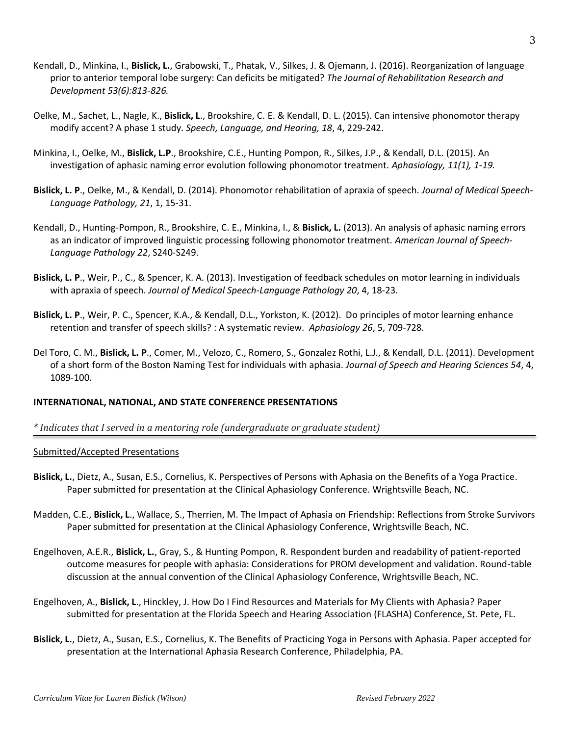Kendall, D., Minkina, I., **Bislick, L.**, Grabowski, T., Phatak, V., Silkes, J. & Ojemann, J. (2016). Reorganization of language prior to anterior temporal lobe surgery: Can deficits be mitigated? *The Journal of Rehabilitation Research and Development 53(6):813-826.*

Oelke, M., Sachet, L., Nagle, K., **Bislick, L**., Brookshire, C. E. & Kendall, D. L. (2015). Can intensive phonomotor therapy modify accent? A phase 1 study. *Speech, Language, and Hearing, 18*, 4, 229-242.

Minkina, I., Oelke, M., **Bislick, L.P**., Brookshire, C.E., Hunting Pompon, R., Silkes, J.P., & Kendall, D.L. (2015). An investigation of aphasic naming error evolution following phonomotor treatment. *Aphasiology, 11(1), 1-19.*

**Bislick, L. P**., Oelke, M., & Kendall, D. (2014). Phonomotor rehabilitation of apraxia of speech. *Journal of Medical Speech-Language Pathology, 21*, 1, 15-31.

Kendall, D., Hunting-Pompon, R., Brookshire, C. E., Minkina, I., & **Bislick, L.** (2013). An analysis of aphasic naming errors as an indicator of improved linguistic processing following phonomotor treatment. *American Journal of Speech-Language Pathology 22*, S240-S249.

**Bislick, L. P**., Weir, P., C., & Spencer, K. A. (2013). Investigation of feedback schedules on motor learning in individuals with apraxia of speech. *Journal of Medical Speech-Language Pathology 20*, 4, 18-23.

**Bislick, L. P**., Weir, P. C., Spencer, K.A., & Kendall, D.L., Yorkston, K. (2012). Do principles of motor learning enhance retention and transfer of speech skills? : A systematic review. *Aphasiology 26*, 5, 709-728.

Del Toro, C. M., **Bislick, L. P**., Comer, M., Velozo, C., Romero, S., Gonzalez Rothi, L.J., & Kendall, D.L. (2011). Development of a short form of the Boston Naming Test for individuals with aphasia. *Journal of Speech and Hearing Sciences 54*, 4, 1089-100.

**INTERNATIONAL, NATIONAL, AND STATE CONFERENCE PRESENTATIONS**

*\* Indicates that I served in a mentoring role (undergraduate or graduate student)*

Submitted/Accepted Presentations

**Bislick, L.**, Dietz, A., Susan, E.S., Cornelius, K. Perspectives of Persons with Aphasia on the Benefits of a Yoga Practice. Paper submitted for presentation at the Clinical Aphasiology Conference. Wrightsville Beach, NC.

Madden, C.E., **Bislick, L**., Wallace, S., Therrien, M. The Impact of Aphasia on Friendship: Reflections from Stroke Survivors Paper submitted for presentation at the Clinical Aphasiology Conference, Wrightsville Beach, NC.

Engelhoven, A.E.R., **Bislick, L.**, Gray, S., & Hunting Pompon, R. Respondent burden and readability of patient-reported outcome measures for people with aphasia: Considerations for PROM development and validation. Round-table discussion at the annual convention of the Clinical Aphasiology Conference, Wrightsville Beach, NC.

Engelhoven, A., **Bislick, L**., Hinckley, J. How Do I Find Resources and Materials for My Clients with Aphasia? Paper submitted for presentation at the Florida Speech and Hearing Association (FLASHA) Conference, St. Pete, FL.

**Bislick, L.**, Dietz, A., Susan, E.S., Cornelius, K. The Benefits of Practicing Yoga in Persons with Aphasia. Paper accepted for presentation at the International Aphasia Research Conference, Philadelphia, PA.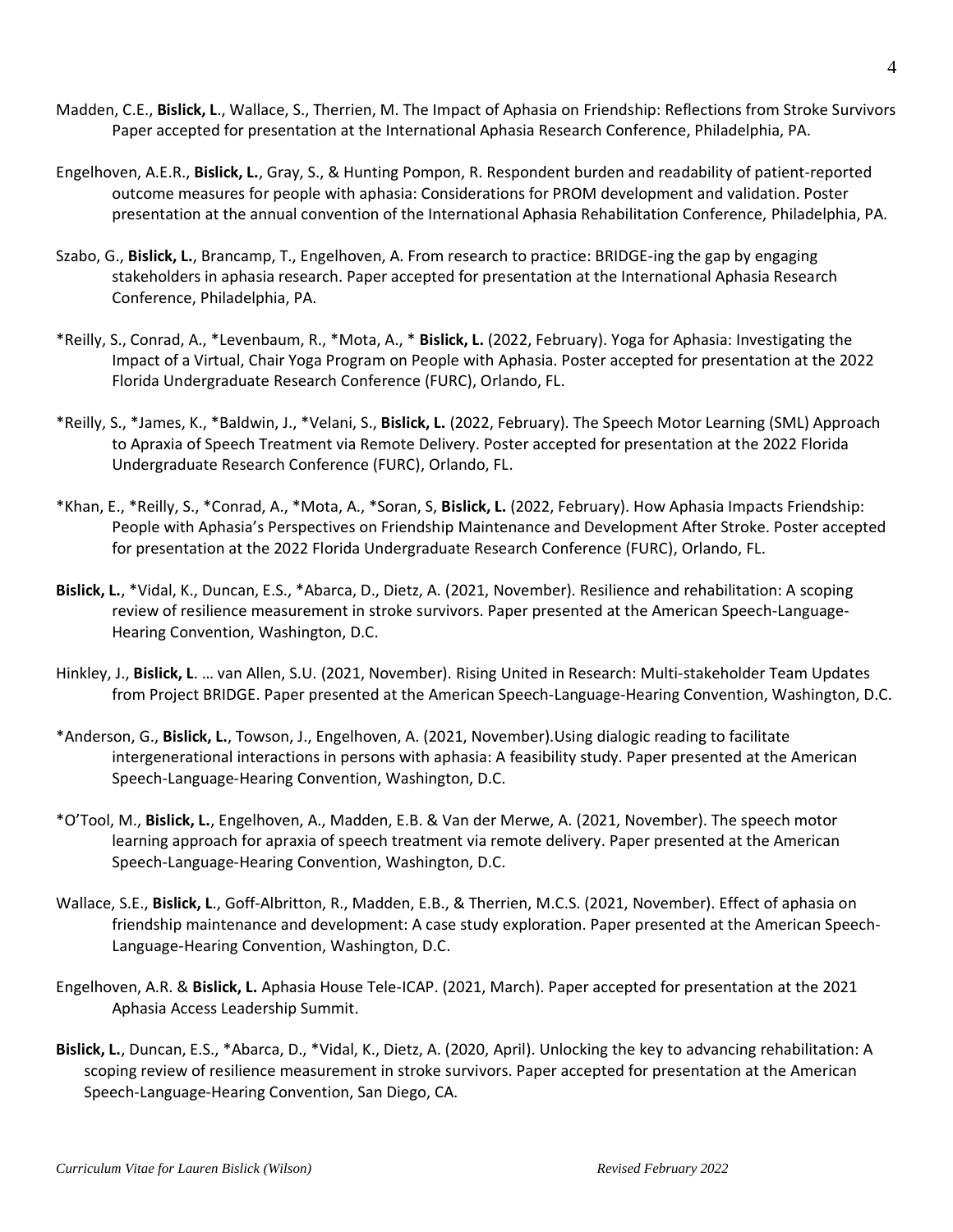Madden, C.E., **Bislick, L**., Wallace, S., Therrien, M. The Impact of Aphasia on Friendship: Reflections from Stroke Survivors Paper accepted for presentation at the International Aphasia Research Conference, Philadelphia, PA.

Engelhoven, A.E.R., **Bislick, L.**, Gray, S., & Hunting Pompon, R. Respondent burden and readability of patient-reported outcome measures for people with aphasia: Considerations for PROM development and validation. Poster presentation at the annual convention of the International Aphasia Rehabilitation Conference, Philadelphia, PA.

Szabo, G., **Bislick, L.**, Brancamp, T., Engelhoven, A. From research to practice: BRIDGE-ing the gap by engaging stakeholders in aphasia research. Paper accepted for presentation at the International Aphasia Research Conference, Philadelphia, PA.

*Reilly, S., Conrad, A., *Levenbaum, R., *Mota, A., * **Bislick, L.** (2022, February). Yoga for Aphasia: Investigating the Impact of a Virtual, Chair Yoga Program on People with Aphasia. Poster accepted for presentation at the 2022 Florida Undergraduate Research Conference (FURC), Orlando, FL.

*Reilly, S., *James, K., *Baldwin, J., *Velani, S., **Bislick, L.** (2022, February). The Speech Motor Learning (SML) Approach to Apraxia of Speech Treatment via Remote Delivery. Poster accepted for presentation at the 2022 Florida Undergraduate Research Conference (FURC), Orlando, FL.

*Khan, E., *Reilly, S., *Conrad, A., *Mota, A., *Soran, S, **Bislick, L.** (2022, February). How Aphasia Impacts Friendship: People with Aphasia's Perspectives on Friendship Maintenance and Development After Stroke. Poster accepted for presentation at the 2022 Florida Undergraduate Research Conference (FURC), Orlando, FL.

**Bislick, L.**, *Vidal, K., Duncan, E.S., *Abarca, D., Dietz, A. (2021, November). Resilience and rehabilitation: A scoping review of resilience measurement in stroke survivors. Paper presented at the American Speech-Language-Hearing Convention, Washington, D.C.

Hinkley, J., **Bislick, L**. … van Allen, S.U. (2021, November). Rising United in Research: Multi-stakeholder Team Updates from Project BRIDGE. Paper presented at the American Speech-Language-Hearing Convention, Washington, D.C.

*Anderson, G., **Bislick, L.**, Towson, J., Engelhoven, A. (2021, November).Using dialogic reading to facilitate intergenerational interactions in persons with aphasia: A feasibility study. Paper presented at the American Speech-Language-Hearing Convention, Washington, D.C.

*O'Tool, M., **Bislick, L.**, Engelhoven, A., Madden, E.B. & Van der Merwe, A. (2021, November). The speech motor learning approach for apraxia of speech treatment via remote delivery. Paper presented at the American Speech-Language-Hearing Convention, Washington, D.C.

Wallace, S.E., **Bislick, L**., Goff-Albritton, R., Madden, E.B., & Therrien, M.C.S. (2021, November). Effect of aphasia on friendship maintenance and development: A case study exploration. Paper presented at the American Speech-Language-Hearing Convention, Washington, D.C.

Engelhoven, A.R. & **Bislick, L.** Aphasia House Tele-ICAP. (2021, March). Paper accepted for presentation at the 2021 Aphasia Access Leadership Summit.

**Bislick, L.**, Duncan, E.S., *Abarca, D., *Vidal, K., Dietz, A. (2020, April). Unlocking the key to advancing rehabilitation: A scoping review of resilience measurement in stroke survivors. Paper accepted for presentation at the American Speech-Language-Hearing Convention, San Diego, CA.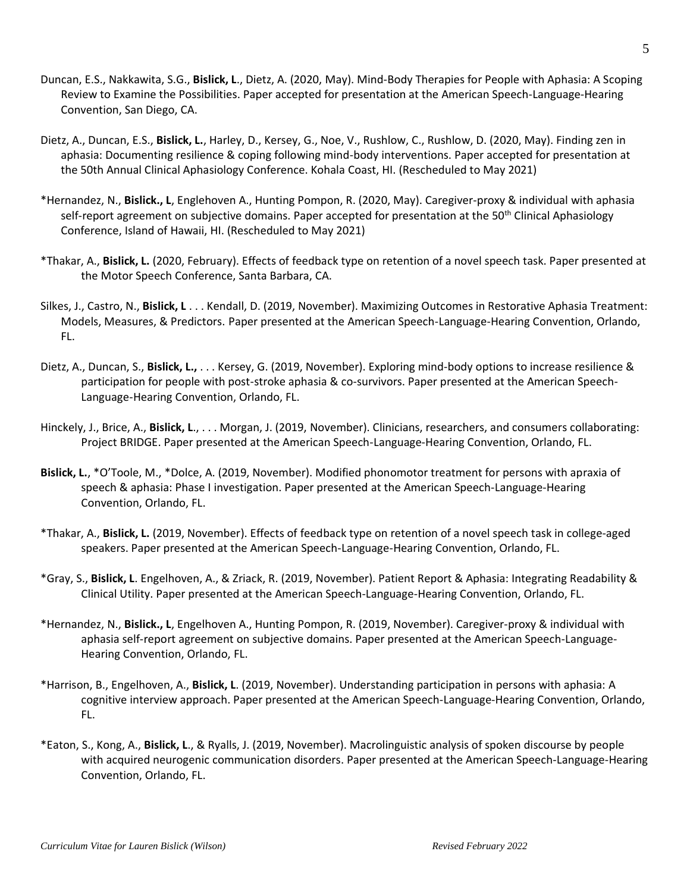Duncan, E.S., Nakkawita, S.G., **Bislick, L**., Dietz, A. (2020, May). Mind-Body Therapies for People with Aphasia: A Scoping Review to Examine the Possibilities. Paper accepted for presentation at the American Speech-Language-Hearing Convention, San Diego, CA.

Dietz, A., Duncan, E.S., **Bislick, L.**, Harley, D., Kersey, G., Noe, V., Rushlow, C., Rushlow, D. (2020, May). Finding zen in aphasia: Documenting resilience & coping following mind-body interventions. Paper accepted for presentation at the 50th Annual Clinical Aphasiology Conference. Kohala Coast, HI. (Rescheduled to May 2021)

*Hernandez, N., **Bislick., L**, Englehoven A., Hunting Pompon, R. (2020, May). Caregiver-proxy & individual with aphasia self-report agreement on subjective domains. Paper accepted for presentation at the 50th Clinical Aphasiology Conference, Island of Hawaii, HI. (Rescheduled to May 2021)

*Thakar, A., **Bislick, L.** (2020, February). Effects of feedback type on retention of a novel speech task. Paper presented at the Motor Speech Conference, Santa Barbara, CA.

Silkes, J., Castro, N., **Bislick, L** . . . Kendall, D. (2019, November). Maximizing Outcomes in Restorative Aphasia Treatment: Models, Measures, & Predictors. Paper presented at the American Speech-Language-Hearing Convention, Orlando, FL.

Dietz, A., Duncan, S., **Bislick, L.,** . . . Kersey, G. (2019, November). Exploring mind-body options to increase resilience & participation for people with post-stroke aphasia & co-survivors. Paper presented at the American Speech-Language-Hearing Convention, Orlando, FL.

Hinckely, J., Brice, A., **Bislick, L**., . . . Morgan, J. (2019, November). Clinicians, researchers, and consumers collaborating: Project BRIDGE. Paper presented at the American Speech-Language-Hearing Convention, Orlando, FL.

**Bislick, L.**, *O'Toole, M., *Dolce, A. (2019, November). Modified phonomotor treatment for persons with apraxia of speech & aphasia: Phase I investigation. Paper presented at the American Speech-Language-Hearing Convention, Orlando, FL.

*Thakar, A., **Bislick, L.** (2019, November). Effects of feedback type on retention of a novel speech task in college-aged speakers. Paper presented at the American Speech-Language-Hearing Convention, Orlando, FL.

*Gray, S., **Bislick, L**. Engelhoven, A., & Zriack, R. (2019, November). Patient Report & Aphasia: Integrating Readability & Clinical Utility. Paper presented at the American Speech-Language-Hearing Convention, Orlando, FL.

*Hernandez, N., **Bislick., L**, Engelhoven A., Hunting Pompon, R. (2019, November). Caregiver-proxy & individual with aphasia self-report agreement on subjective domains. Paper presented at the American Speech-Language-Hearing Convention, Orlando, FL.

*Harrison, B., Engelhoven, A., **Bislick, L**. (2019, November). Understanding participation in persons with aphasia: A cognitive interview approach. Paper presented at the American Speech-Language-Hearing Convention, Orlando, FL.

*Eaton, S., Kong, A., **Bislick, L**., & Ryalls, J. (2019, November). Macrolinguistic analysis of spoken discourse by people with acquired neurogenic communication disorders. Paper presented at the American Speech-Language-Hearing Convention, Orlando, FL.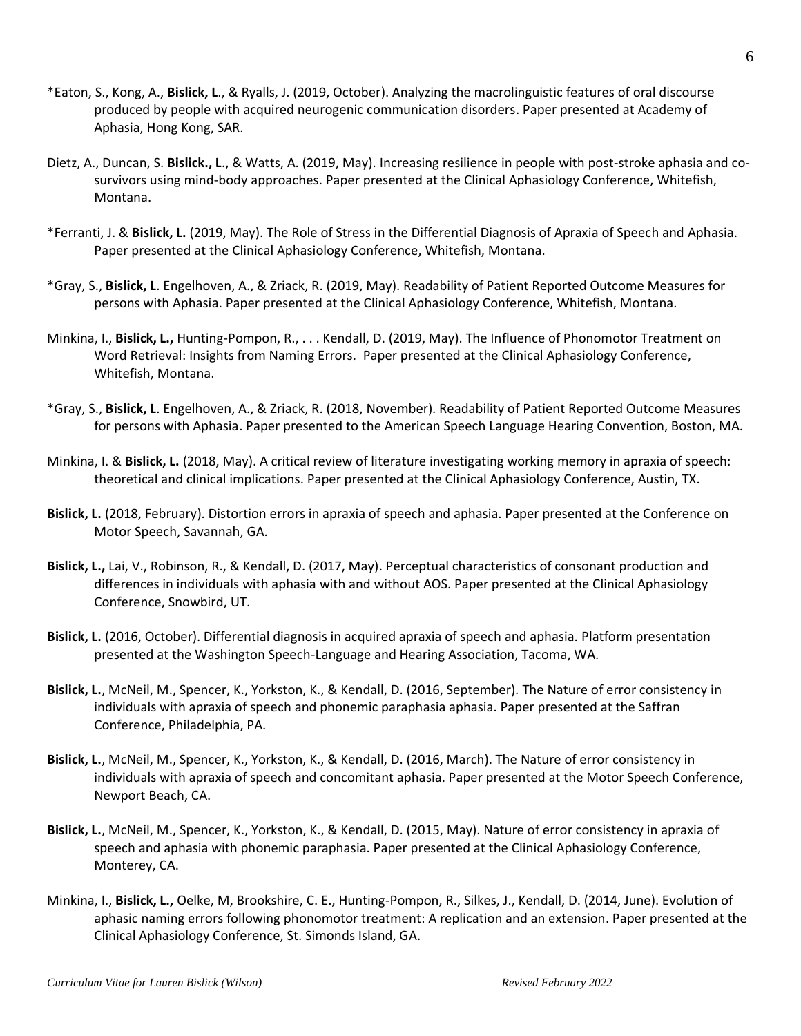*Eaton, S., Kong, A., **Bislick, L**., & Ryalls, J. (2019, October). Analyzing the macrolinguistic features of oral discourse produced by people with acquired neurogenic communication disorders. Paper presented at Academy of Aphasia, Hong Kong, SAR.

Dietz, A., Duncan, S. **Bislick., L**., & Watts, A. (2019, May). Increasing resilience in people with post-stroke aphasia and co-survivors using mind-body approaches. Paper presented at the Clinical Aphasiology Conference, Whitefish, Montana.

*Ferranti, J. & **Bislick, L.** (2019, May). The Role of Stress in the Differential Diagnosis of Apraxia of Speech and Aphasia. Paper presented at the Clinical Aphasiology Conference, Whitefish, Montana.

*Gray, S., **Bislick, L**. Engelhoven, A., & Zriack, R. (2019, May). Readability of Patient Reported Outcome Measures for persons with Aphasia. Paper presented at the Clinical Aphasiology Conference, Whitefish, Montana.

Minkina, I., **Bislick, L.,** Hunting-Pompon, R., . . . Kendall, D. (2019, May). The Influence of Phonomotor Treatment on Word Retrieval: Insights from Naming Errors. Paper presented at the Clinical Aphasiology Conference, Whitefish, Montana.

*Gray, S., **Bislick, L**. Engelhoven, A., & Zriack, R. (2018, November). Readability of Patient Reported Outcome Measures for persons with Aphasia. Paper presented to the American Speech Language Hearing Convention, Boston, MA.

Minkina, I. & **Bislick, L.** (2018, May). A critical review of literature investigating working memory in apraxia of speech: theoretical and clinical implications. Paper presented at the Clinical Aphasiology Conference, Austin, TX.

**Bislick, L.** (2018, February). Distortion errors in apraxia of speech and aphasia. Paper presented at the Conference on Motor Speech, Savannah, GA.

**Bislick, L.,** Lai, V., Robinson, R., & Kendall, D. (2017, May). Perceptual characteristics of consonant production and differences in individuals with aphasia with and without AOS. Paper presented at the Clinical Aphasiology Conference, Snowbird, UT.

**Bislick, L.** (2016, October). Differential diagnosis in acquired apraxia of speech and aphasia. Platform presentation presented at the Washington Speech-Language and Hearing Association, Tacoma, WA.

**Bislick, L.**, McNeil, M., Spencer, K., Yorkston, K., & Kendall, D. (2016, September). The Nature of error consistency in individuals with apraxia of speech and phonemic paraphasia aphasia. Paper presented at the Saffran Conference, Philadelphia, PA.

**Bislick, L.**, McNeil, M., Spencer, K., Yorkston, K., & Kendall, D. (2016, March). The Nature of error consistency in individuals with apraxia of speech and concomitant aphasia. Paper presented at the Motor Speech Conference, Newport Beach, CA.

**Bislick, L.**, McNeil, M., Spencer, K., Yorkston, K., & Kendall, D. (2015, May). Nature of error consistency in apraxia of speech and aphasia with phonemic paraphasia. Paper presented at the Clinical Aphasiology Conference, Monterey, CA.

Minkina, I., **Bislick, L.,** Oelke, M, Brookshire, C. E., Hunting-Pompon, R., Silkes, J., Kendall, D. (2014, June). Evolution of aphasic naming errors following phonomotor treatment: A replication and an extension. Paper presented at the Clinical Aphasiology Conference, St. Simonds Island, GA.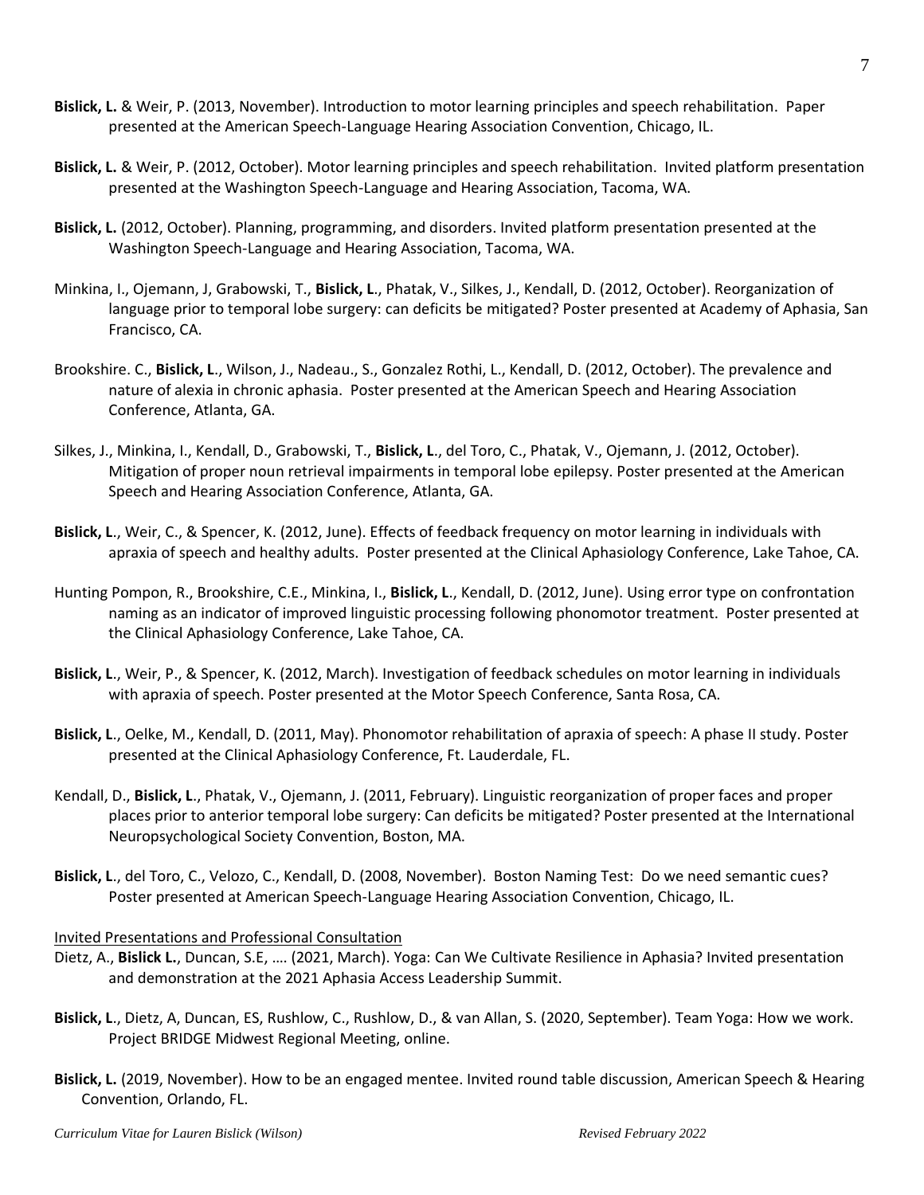**Bislick, L.** & Weir, P. (2013, November). Introduction to motor learning principles and speech rehabilitation. Paper presented at the American Speech-Language Hearing Association Convention, Chicago, IL.

**Bislick, L.** & Weir, P. (2012, October). Motor learning principles and speech rehabilitation. Invited platform presentation presented at the Washington Speech-Language and Hearing Association, Tacoma, WA.

**Bislick, L.** (2012, October). Planning, programming, and disorders. Invited platform presentation presented at the Washington Speech-Language and Hearing Association, Tacoma, WA.

Minkina, I., Ojemann, J, Grabowski, T., **Bislick, L**., Phatak, V., Silkes, J., Kendall, D. (2012, October). Reorganization of language prior to temporal lobe surgery: can deficits be mitigated? Poster presented at Academy of Aphasia, San Francisco, CA.

Brookshire. C., **Bislick, L**., Wilson, J., Nadeau., S., Gonzalez Rothi, L., Kendall, D. (2012, October). The prevalence and nature of alexia in chronic aphasia. Poster presented at the American Speech and Hearing Association Conference, Atlanta, GA.

Silkes, J., Minkina, I., Kendall, D., Grabowski, T., **Bislick, L**., del Toro, C., Phatak, V., Ojemann, J. (2012, October). Mitigation of proper noun retrieval impairments in temporal lobe epilepsy. Poster presented at the American Speech and Hearing Association Conference, Atlanta, GA.

**Bislick, L**., Weir, C., & Spencer, K. (2012, June). Effects of feedback frequency on motor learning in individuals with apraxia of speech and healthy adults. Poster presented at the Clinical Aphasiology Conference, Lake Tahoe, CA.

Hunting Pompon, R., Brookshire, C.E., Minkina, I., **Bislick, L**., Kendall, D. (2012, June). Using error type on confrontation naming as an indicator of improved linguistic processing following phonomotor treatment. Poster presented at the Clinical Aphasiology Conference, Lake Tahoe, CA.

**Bislick, L**., Weir, P., & Spencer, K. (2012, March). Investigation of feedback schedules on motor learning in individuals with apraxia of speech. Poster presented at the Motor Speech Conference, Santa Rosa, CA.

**Bislick, L**., Oelke, M., Kendall, D. (2011, May). Phonomotor rehabilitation of apraxia of speech: A phase II study. Poster presented at the Clinical Aphasiology Conference, Ft. Lauderdale, FL.

Kendall, D., **Bislick, L**., Phatak, V., Ojemann, J. (2011, February). Linguistic reorganization of proper faces and proper places prior to anterior temporal lobe surgery: Can deficits be mitigated? Poster presented at the International Neuropsychological Society Convention, Boston, MA.

**Bislick, L**., del Toro, C., Velozo, C., Kendall, D. (2008, November). Boston Naming Test: Do we need semantic cues? Poster presented at American Speech-Language Hearing Association Convention, Chicago, IL.

Invited Presentations and Professional Consultation

Dietz, A., **Bislick L.**, Duncan, S.E, …. (2021, March). Yoga: Can We Cultivate Resilience in Aphasia? Invited presentation and demonstration at the 2021 Aphasia Access Leadership Summit.

**Bislick, L**., Dietz, A, Duncan, ES, Rushlow, C., Rushlow, D., & van Allan, S. (2020, September). Team Yoga: How we work. Project BRIDGE Midwest Regional Meeting, online.

**Bislick, L.** (2019, November). How to be an engaged mentee. Invited round table discussion, American Speech & Hearing Convention, Orlando, FL.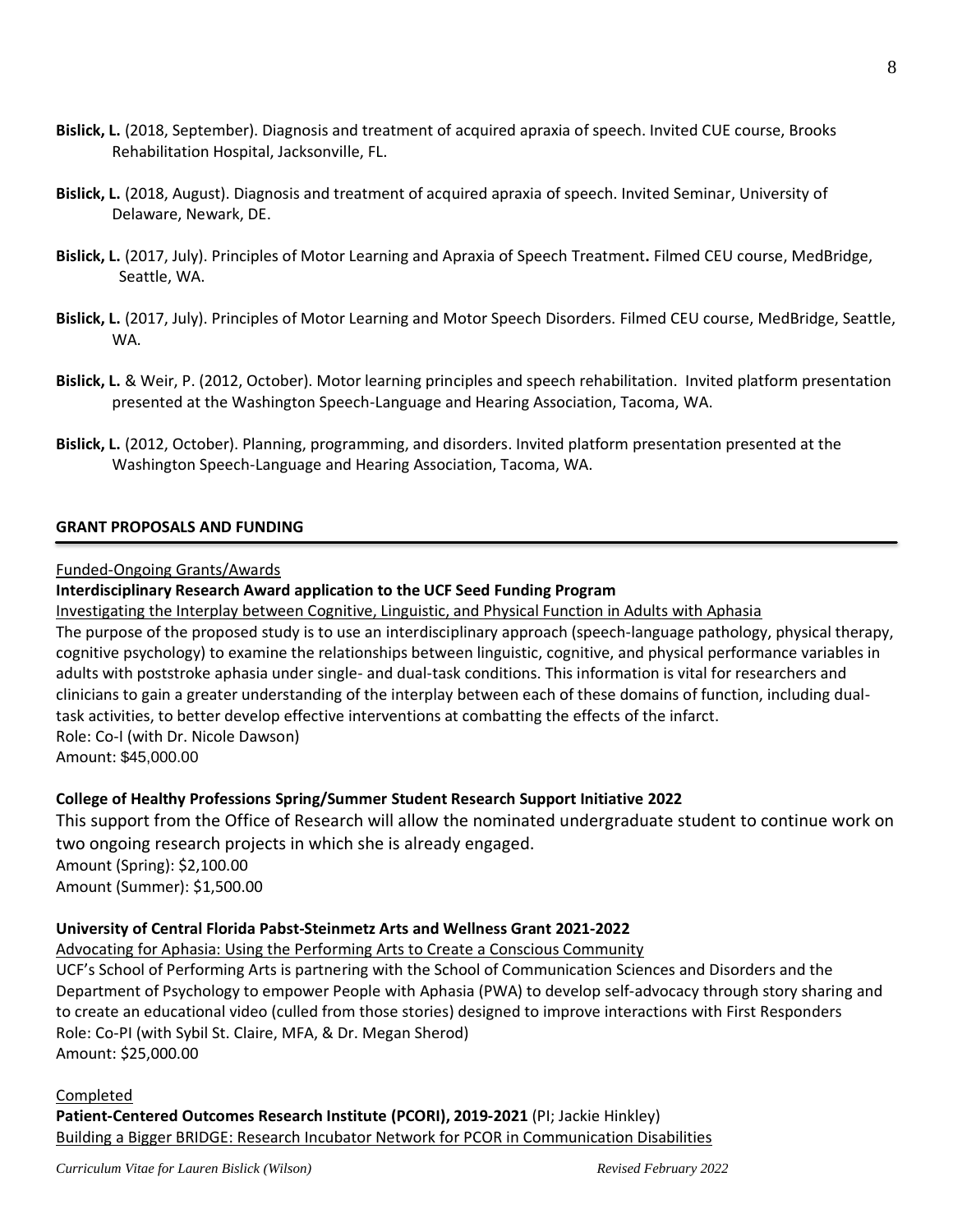**Bislick, L.** (2018, September). Diagnosis and treatment of acquired apraxia of speech. Invited CUE course, Brooks Rehabilitation Hospital, Jacksonville, FL.

**Bislick, L.** (2018, August). Diagnosis and treatment of acquired apraxia of speech. Invited Seminar, University of Delaware, Newark, DE.

**Bislick, L.** (2017, July). Principles of Motor Learning and Apraxia of Speech Treatment**.** Filmed CEU course, MedBridge, Seattle, WA.

**Bislick, L.** (2017, July). Principles of Motor Learning and Motor Speech Disorders. Filmed CEU course, MedBridge, Seattle, WA.

**Bislick, L.** & Weir, P. (2012, October). Motor learning principles and speech rehabilitation. Invited platform presentation presented at the Washington Speech-Language and Hearing Association, Tacoma, WA.

**Bislick, L.** (2012, October). Planning, programming, and disorders. Invited platform presentation presented at the Washington Speech-Language and Hearing Association, Tacoma, WA.

## GRANT PROPOSALS AND FUNDING

Funded-Ongoing Grants/Awards

**Interdisciplinary Research Award application to the UCF Seed Funding Program**

Investigating the Interplay between Cognitive, Linguistic, and Physical Function in Adults with Aphasia

The purpose of the proposed study is to use an interdisciplinary approach (speech-language pathology, physical therapy, cognitive psychology) to examine the relationships between linguistic, cognitive, and physical performance variables in adults with poststroke aphasia under single- and dual-task conditions. This information is vital for researchers and clinicians to gain a greater understanding of the interplay between each of these domains of function, including dual-task activities, to better develop effective interventions at combatting the effects of the infarct.

Role: Co-I (with Dr. Nicole Dawson)

Amount: $45,000.00

**College of Healthy Professions Spring/Summer Student Research Support Initiative 2022**

This support from the Office of Research will allow the nominated undergraduate student to continue work on two ongoing research projects in which she is already engaged.

Amount (Spring): $2,100.00

Amount (Summer): $1,500.00

**University of Central Florida Pabst-Steinmetz Arts and Wellness Grant 2021-2022**

Advocating for Aphasia: Using the Performing Arts to Create a Conscious Community

UCF's School of Performing Arts is partnering with the School of Communication Sciences and Disorders and the Department of Psychology to empower People with Aphasia (PWA) to develop self-advocacy through story sharing and to create an educational video (culled from those stories) designed to improve interactions with First Responders

Role: Co-PI (with Sybil St. Claire, MFA, & Dr. Megan Sherod)

Amount: $25,000.00

Completed

**Patient-Centered Outcomes Research Institute (PCORI), 2019-2021** (PI; Jackie Hinkley)

Building a Bigger BRIDGE: Research Incubator Network for PCOR in Communication Disabilities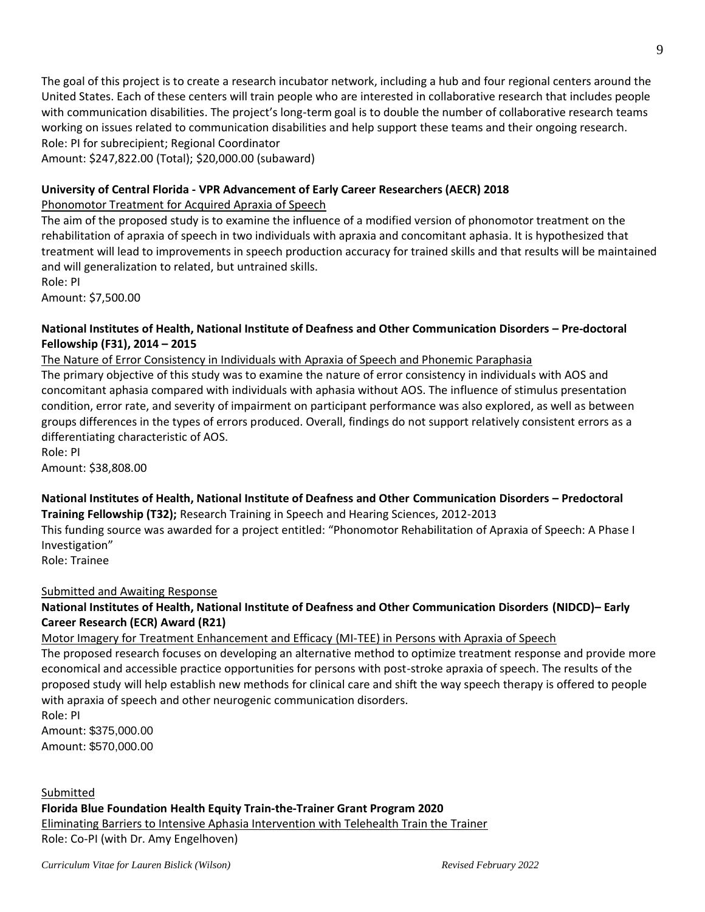The goal of this project is to create a research incubator network, including a hub and four regional centers around the United States. Each of these centers will train people who are interested in collaborative research that includes people with communication disabilities. The project's long-term goal is to double the number of collaborative research teams working on issues related to communication disabilities and help support these teams and their ongoing research.
Role: PI for subrecipient; Regional Coordinator
Amount: $247,822.00 (Total); $20,000.00 (subaward)

**University of Central Florida - VPR Advancement of Early Career Researchers (AECR) 2018**
Phonomotor Treatment for Acquired Apraxia of Speech
The aim of the proposed study is to examine the influence of a modified version of phonomotor treatment on the rehabilitation of apraxia of speech in two individuals with apraxia and concomitant aphasia. It is hypothesized that treatment will lead to improvements in speech production accuracy for trained skills and that results will be maintained and will generalization to related, but untrained skills.
Role: PI
Amount: $7,500.00

**National Institutes of Health, National Institute of Deafness and Other Communication Disorders – Pre-doctoral Fellowship (F31), 2014 – 2015**
The Nature of Error Consistency in Individuals with Apraxia of Speech and Phonemic Paraphasia
The primary objective of this study was to examine the nature of error consistency in individuals with AOS and concomitant aphasia compared with individuals with aphasia without AOS. The influence of stimulus presentation condition, error rate, and severity of impairment on participant performance was also explored, as well as between groups differences in the types of errors produced. Overall, findings do not support relatively consistent errors as a differentiating characteristic of AOS.
Role: PI
Amount: $38,808.00

**National Institutes of Health, National Institute of Deafness and Other Communication Disorders – Predoctoral Training Fellowship (T32);** Research Training in Speech and Hearing Sciences, 2012-2013
This funding source was awarded for a project entitled: "Phonomotor Rehabilitation of Apraxia of Speech: A Phase I Investigation"
Role: Trainee

Submitted and Awaiting Response
**National Institutes of Health, National Institute of Deafness and Other Communication Disorders (NIDCD)– Early Career Research (ECR) Award (R21)**
Motor Imagery for Treatment Enhancement and Efficacy (MI-TEE) in Persons with Apraxia of Speech
The proposed research focuses on developing an alternative method to optimize treatment response and provide more economical and accessible practice opportunities for persons with post-stroke apraxia of speech. The results of the proposed study will help establish new methods for clinical care and shift the way speech therapy is offered to people with apraxia of speech and other neurogenic communication disorders.
Role: PI
Amount: $375,000.00
Amount: $570,000.00

Submitted
**Florida Blue Foundation Health Equity Train-the-Trainer Grant Program 2020**
Eliminating Barriers to Intensive Aphasia Intervention with Telehealth Train the Trainer
Role: Co-PI (with Dr. Amy Engelhoven)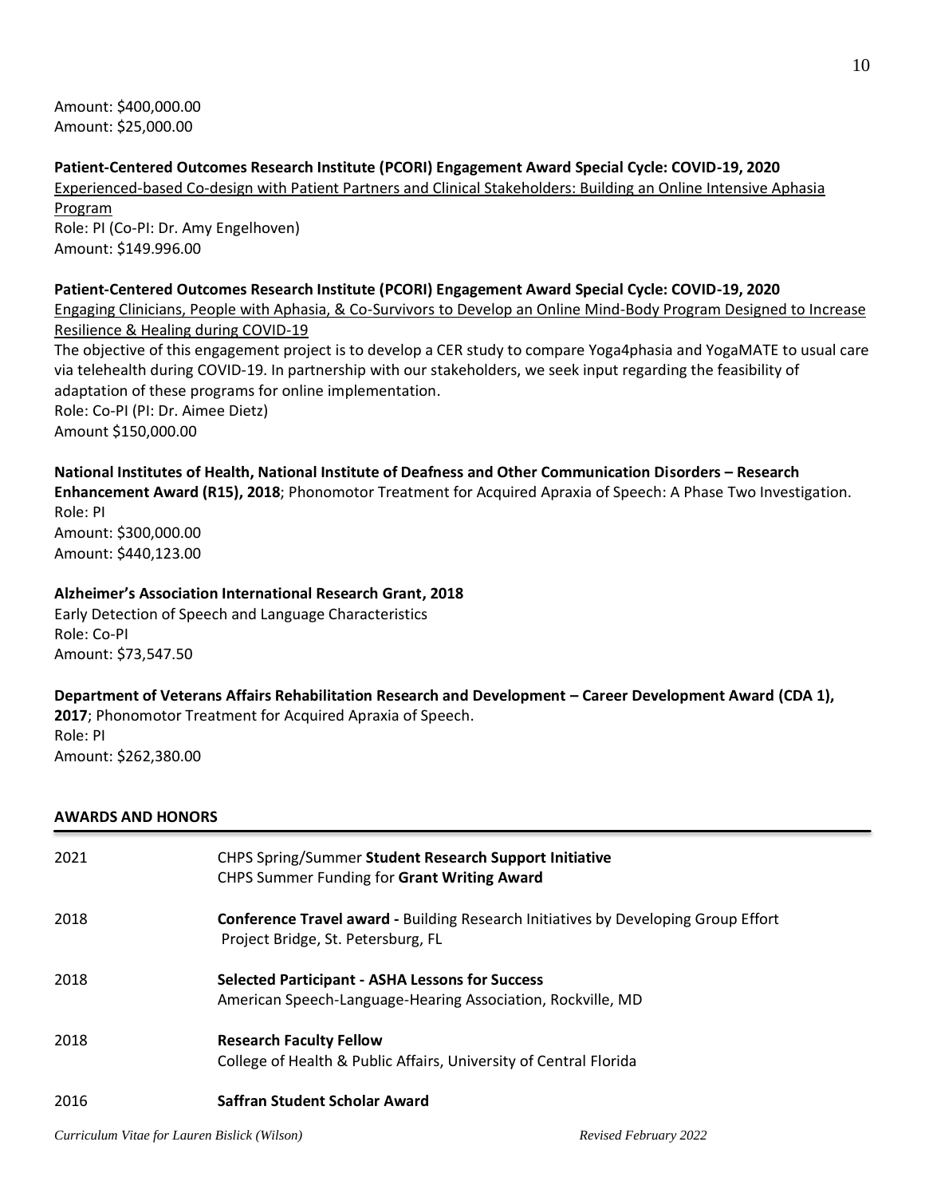Amount: $400,000.00
Amount: $25,000.00

**Patient-Centered Outcomes Research Institute (PCORI) Engagement Award Special Cycle: COVID-19, 2020**
Experienced-based Co-design with Patient Partners and Clinical Stakeholders: Building an Online Intensive Aphasia Program
Role: PI (Co-PI: Dr. Amy Engelhoven)
Amount: $149.996.00

**Patient-Centered Outcomes Research Institute (PCORI) Engagement Award Special Cycle: COVID-19, 2020**
Engaging Clinicians, People with Aphasia, & Co-Survivors to Develop an Online Mind-Body Program Designed to Increase Resilience & Healing during COVID-19
The objective of this engagement project is to develop a CER study to compare Yoga4phasia and YogaMATE to usual care via telehealth during COVID-19. In partnership with our stakeholders, we seek input regarding the feasibility of adaptation of these programs for online implementation.
Role: Co-PI (PI: Dr. Aimee Dietz)
Amount $150,000.00

**National Institutes of Health, National Institute of Deafness and Other Communication Disorders – Research Enhancement Award (R15), 2018**; Phonomotor Treatment for Acquired Apraxia of Speech: A Phase Two Investigation.
Role: PI
Amount: $300,000.00
Amount: $440,123.00

**Alzheimer's Association International Research Grant, 2018**
Early Detection of Speech and Language Characteristics
Role: Co-PI
Amount: $73,547.50

**Department of Veterans Affairs Rehabilitation Research and Development – Career Development Award (CDA 1), 2017**; Phonomotor Treatment for Acquired Apraxia of Speech.
Role: PI
Amount: $262,380.00

## AWARDS AND HONORS

| | |
|---|---|
| 2021 | CHPS Spring/Summer **Student Research Support Initiative**<br>CHPS Summer Funding for **Grant Writing Award** |
| 2018 | **Conference Travel award -** Building Research Initiatives by Developing Group Effort<br>Project Bridge, St. Petersburg, FL |
| 2018 | **Selected Participant - ASHA Lessons for Success**<br>American Speech-Language-Hearing Association, Rockville, MD |
| 2018 | **Research Faculty Fellow**<br>College of Health & Public Affairs, University of Central Florida |
| 2016 | **Saffran Student Scholar Award** |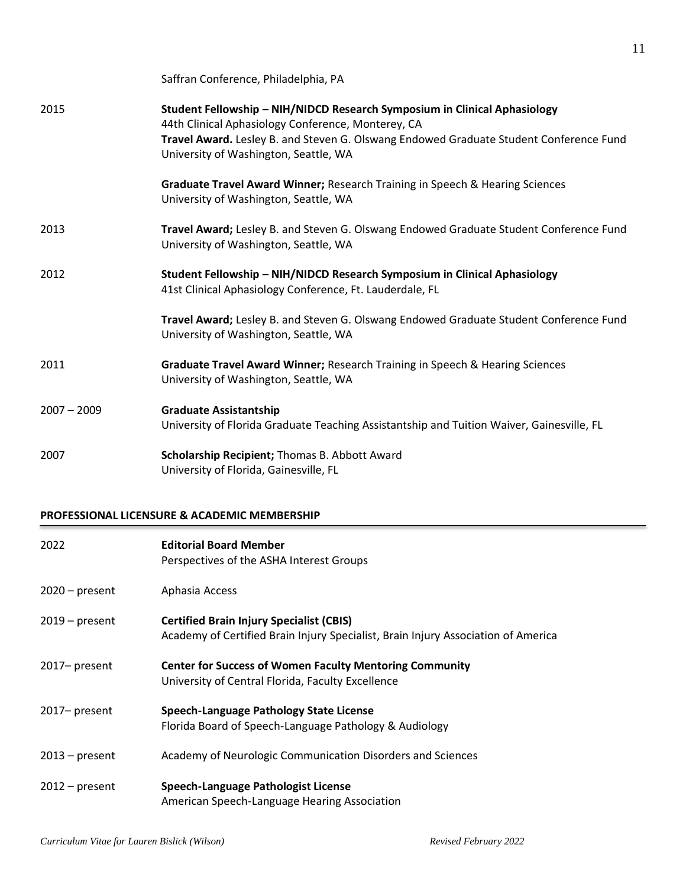| | |
|---|---|
| | Saffran Conference, Philadelphia, PA |
| 2015 | **Student Fellowship – NIH/NIDCD Research Symposium in Clinical Aphasiology**<br>44th Clinical Aphasiology Conference, Monterey, CA<br>**Travel Award.** Lesley B. and Steven G. Olswang Endowed Graduate Student Conference Fund<br>University of Washington, Seattle, WA |
| | **Graduate Travel Award Winner;** Research Training in Speech & Hearing Sciences<br>University of Washington, Seattle, WA |
| 2013 | **Travel Award;** Lesley B. and Steven G. Olswang Endowed Graduate Student Conference Fund<br>University of Washington, Seattle, WA |
| 2012 | **Student Fellowship – NIH/NIDCD Research Symposium in Clinical Aphasiology**<br>41st Clinical Aphasiology Conference, Ft. Lauderdale, FL |
| | **Travel Award;** Lesley B. and Steven G. Olswang Endowed Graduate Student Conference Fund<br>University of Washington, Seattle, WA |
| 2011 | **Graduate Travel Award Winner;** Research Training in Speech & Hearing Sciences<br>University of Washington, Seattle, WA |
| 2007 – 2009 | **Graduate Assistantship**<br>University of Florida Graduate Teaching Assistantship and Tuition Waiver, Gainesville, FL |
| 2007 | **Scholarship Recipient;** Thomas B. Abbott Award<br>University of Florida, Gainesville, FL |

## PROFESSIONAL LICENSURE & ACADEMIC MEMBERSHIP

| | |
|---|---|
| 2022 | **Editorial Board Member**<br>Perspectives of the ASHA Interest Groups |
| 2020 – present | Aphasia Access |
| 2019 – present | **Certified Brain Injury Specialist (CBIS)**<br>Academy of Certified Brain Injury Specialist, Brain Injury Association of America |
| 2017– present | **Center for Success of Women Faculty Mentoring Community**<br>University of Central Florida, Faculty Excellence |
| 2017– present | **Speech-Language Pathology State License**<br>Florida Board of Speech-Language Pathology & Audiology |
| 2013 – present | Academy of Neurologic Communication Disorders and Sciences |
| 2012 – present | **Speech-Language Pathologist License**<br>American Speech-Language Hearing Association |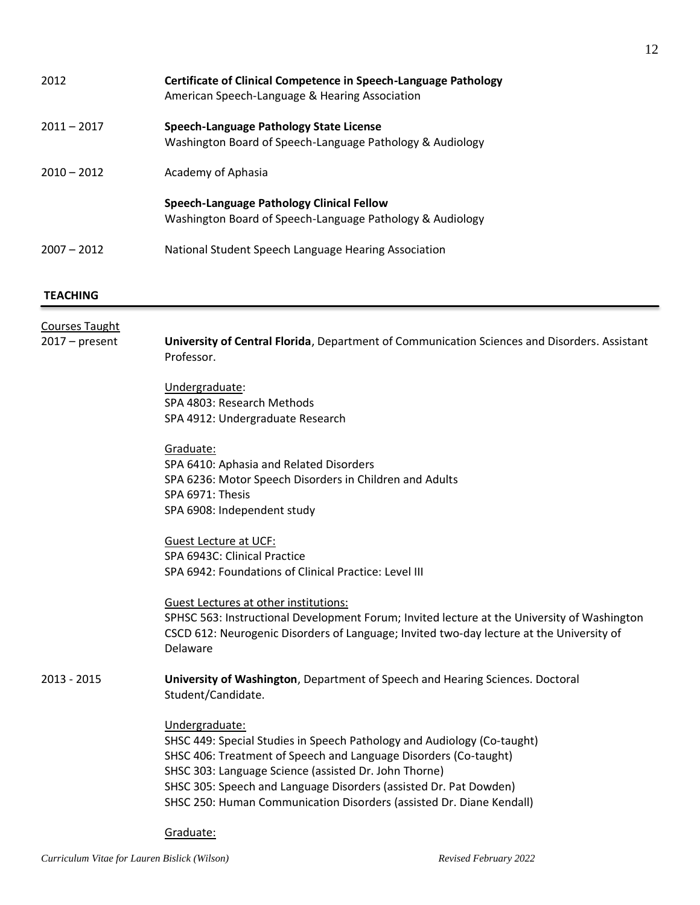2012 **Certificate of Clinical Competence in Speech-Language Pathology**
American Speech-Language & Hearing Association

2011 – 2017 **Speech-Language Pathology State License**
Washington Board of Speech-Language Pathology & Audiology

2010 – 2012 Academy of Aphasia

**Speech-Language Pathology Clinical Fellow**
Washington Board of Speech-Language Pathology & Audiology

2007 – 2012 National Student Speech Language Hearing Association

## TEACHING

Courses Taught

2017 – present **University of Central Florida**, Department of Communication Sciences and Disorders. Assistant Professor.

Undergraduate:
SPA 4803: Research Methods
SPA 4912: Undergraduate Research

Graduate:
SPA 6410: Aphasia and Related Disorders
SPA 6236: Motor Speech Disorders in Children and Adults
SPA 6971: Thesis
SPA 6908: Independent study

Guest Lecture at UCF:
SPA 6943C: Clinical Practice
SPA 6942: Foundations of Clinical Practice: Level III

Guest Lectures at other institutions:
SPHSC 563: Instructional Development Forum; Invited lecture at the University of Washington
CSCD 612: Neurogenic Disorders of Language; Invited two-day lecture at the University of Delaware

2013 - 2015 **University of Washington**, Department of Speech and Hearing Sciences. Doctoral Student/Candidate.

Undergraduate:
SHSC 449: Special Studies in Speech Pathology and Audiology (Co-taught)
SHSC 406: Treatment of Speech and Language Disorders (Co-taught)
SHSC 303: Language Science (assisted Dr. John Thorne)
SHSC 305: Speech and Language Disorders (assisted Dr. Pat Dowden)
SHSC 250: Human Communication Disorders (assisted Dr. Diane Kendall)

Graduate: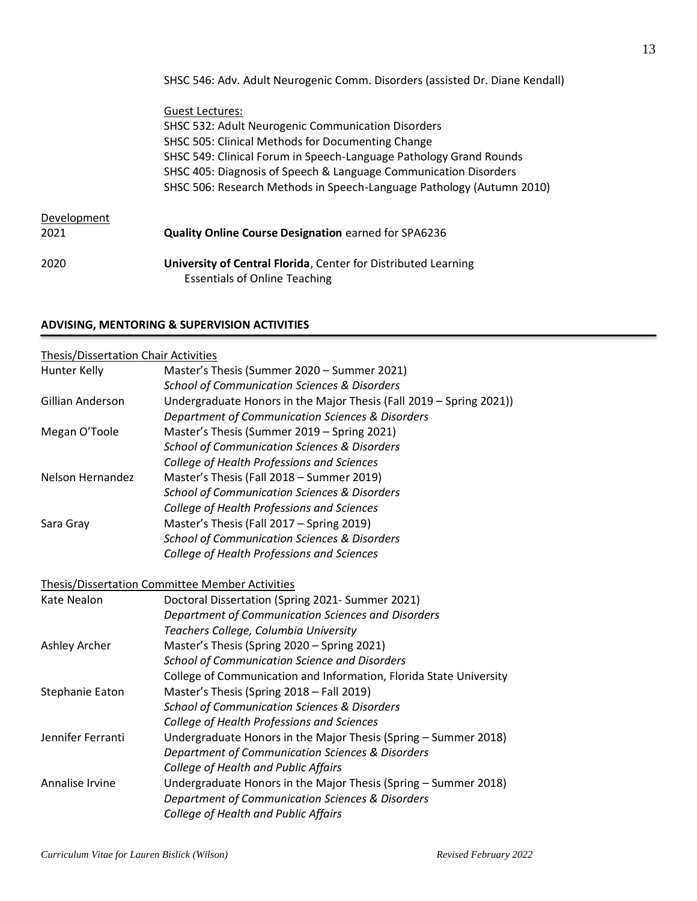SHSC 546: Adv. Adult Neurogenic Comm. Disorders (assisted Dr. Diane Kendall)

Guest Lectures:
SHSC 532: Adult Neurogenic Communication Disorders
SHSC 505: Clinical Methods for Documenting Change
SHSC 549: Clinical Forum in Speech-Language Pathology Grand Rounds
SHSC 405: Diagnosis of Speech & Language Communication Disorders
SHSC 506: Research Methods in Speech-Language Pathology (Autumn 2010)

Development

2021 — **Quality Online Course Designation** earned for SPA6236

2020 — **University of Central Florida**, Center for Distributed Learning
Essentials of Online Teaching

## ADVISING, MENTORING & SUPERVISION ACTIVITIES

Thesis/Dissertation Chair Activities

Hunter Kelly — Master's Thesis (Summer 2020 – Summer 2021)
*School of Communication Sciences & Disorders*

Gillian Anderson — Undergraduate Honors in the Major Thesis (Fall 2019 – Spring 2021))
*Department of Communication Sciences & Disorders*

Megan O'Toole — Master's Thesis (Summer 2019 – Spring 2021)
*School of Communication Sciences & Disorders*
*College of Health Professions and Sciences*

Nelson Hernandez — Master's Thesis (Fall 2018 – Summer 2019)
*School of Communication Sciences & Disorders*
*College of Health Professions and Sciences*

Sara Gray — Master's Thesis (Fall 2017 – Spring 2019)
*School of Communication Sciences & Disorders*
*College of Health Professions and Sciences*

Thesis/Dissertation Committee Member Activities

Kate Nealon — Doctoral Dissertation (Spring 2021- Summer 2021)
*Department of Communication Sciences and Disorders*
*Teachers College, Columbia University*

Ashley Archer — Master's Thesis (Spring 2020 – Spring 2021)
*School of Communication Science and Disorders*
College of Communication and Information, Florida State University

Stephanie Eaton — Master's Thesis (Spring 2018 – Fall 2019)
*School of Communication Sciences & Disorders*
*College of Health Professions and Sciences*

Jennifer Ferranti — Undergraduate Honors in the Major Thesis (Spring – Summer 2018)
*Department of Communication Sciences & Disorders*
*College of Health and Public Affairs*

Annalise Irvine — Undergraduate Honors in the Major Thesis (Spring – Summer 2018)
*Department of Communication Sciences & Disorders*
*College of Health and Public Affairs*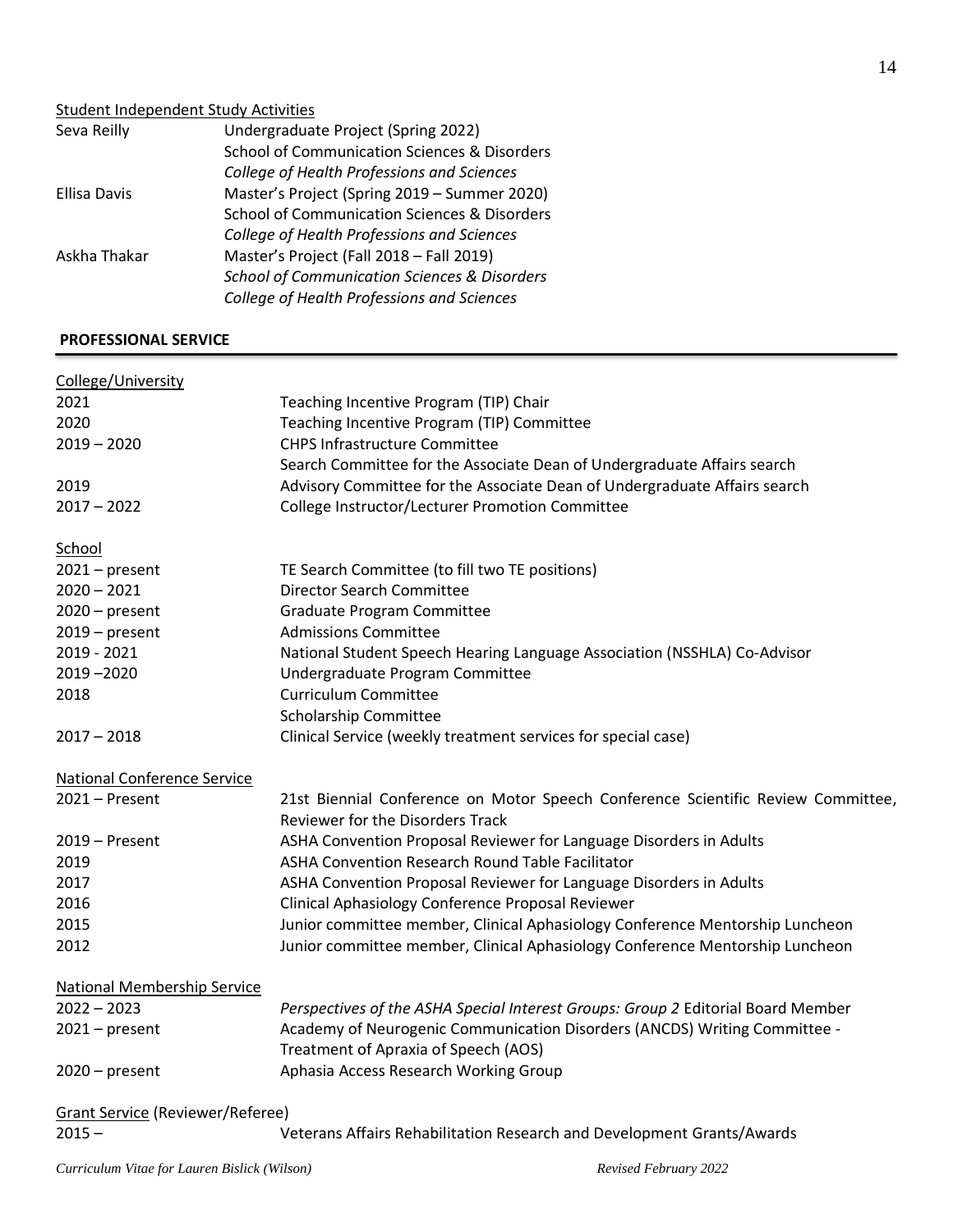Student Independent Study Activities

| | |
|---|---|
| Seva Reilly | Undergraduate Project (Spring 2022)<br>School of Communication Sciences & Disorders<br>*College of Health Professions and Sciences* |
| Ellisa Davis | Master's Project (Spring 2019 – Summer 2020)<br>School of Communication Sciences & Disorders<br>*College of Health Professions and Sciences* |
| Askha Thakar | Master's Project (Fall 2018 – Fall 2019)<br>*School of Communication Sciences & Disorders*<br>*College of Health Professions and Sciences* |

## PROFESSIONAL SERVICE

College/University

| | |
|---|---|
| 2021 | Teaching Incentive Program (TIP) Chair |
| 2020 | Teaching Incentive Program (TIP) Committee |
| 2019 – 2020 | CHPS Infrastructure Committee<br>Search Committee for the Associate Dean of Undergraduate Affairs search |
| 2019 | Advisory Committee for the Associate Dean of Undergraduate Affairs search |
| 2017 – 2022 | College Instructor/Lecturer Promotion Committee |

School

| | |
|---|---|
| 2021 – present | TE Search Committee (to fill two TE positions) |
| 2020 – 2021 | Director Search Committee |
| 2020 – present | Graduate Program Committee |
| 2019 – present | Admissions Committee |
| 2019 - 2021 | National Student Speech Hearing Language Association (NSSHLA) Co-Advisor |
| 2019 –2020 | Undergraduate Program Committee |
| 2018 | Curriculum Committee<br>Scholarship Committee |
| 2017 – 2018 | Clinical Service (weekly treatment services for special case) |

National Conference Service

| | |
|---|---|
| 2021 – Present | 21st Biennial Conference on Motor Speech Conference Scientific Review Committee, Reviewer for the Disorders Track |
| 2019 – Present | ASHA Convention Proposal Reviewer for Language Disorders in Adults |
| 2019 | ASHA Convention Research Round Table Facilitator |
| 2017 | ASHA Convention Proposal Reviewer for Language Disorders in Adults |
| 2016 | Clinical Aphasiology Conference Proposal Reviewer |
| 2015 | Junior committee member, Clinical Aphasiology Conference Mentorship Luncheon |
| 2012 | Junior committee member, Clinical Aphasiology Conference Mentorship Luncheon |

National Membership Service

| | |
|---|---|
| 2022 – 2023 | *Perspectives of the ASHA Special Interest Groups: Group 2* Editorial Board Member |
| 2021 – present | Academy of Neurogenic Communication Disorders (ANCDS) Writing Committee - Treatment of Apraxia of Speech (AOS) |
| 2020 – present | Aphasia Access Research Working Group |

Grant Service (Reviewer/Referee)

| | |
|---|---|
| 2015 – | Veterans Affairs Rehabilitation Research and Development Grants/Awards |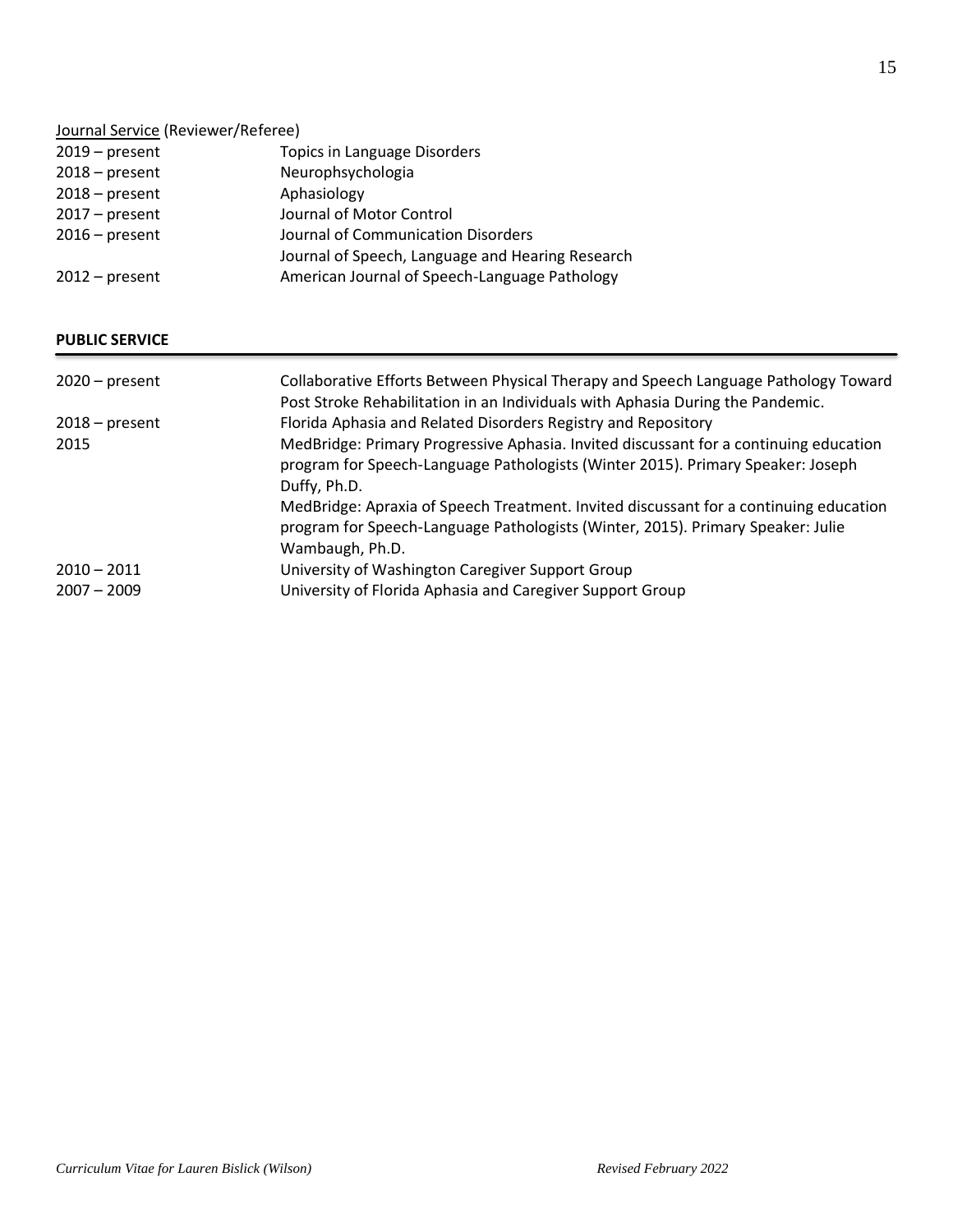Journal Service (Reviewer/Referee)

| | |
|---|---|
| 2019 – present | Topics in Language Disorders |
| 2018 – present | Neurophsychologia |
| 2018 – present | Aphasiology |
| 2017 – present | Journal of Motor Control |
| 2016 – present | Journal of Communication Disorders |
| | Journal of Speech, Language and Hearing Research |
| 2012 – present | American Journal of Speech-Language Pathology |

**PUBLIC SERVICE**

| | |
|---|---|
| 2020 – present | Collaborative Efforts Between Physical Therapy and Speech Language Pathology Toward Post Stroke Rehabilitation in an Individuals with Aphasia During the Pandemic. |
| 2018 – present | Florida Aphasia and Related Disorders Registry and Repository |
| 2015 | MedBridge: Primary Progressive Aphasia. Invited discussant for a continuing education program for Speech-Language Pathologists (Winter 2015). Primary Speaker: Joseph Duffy, Ph.D. |
| | MedBridge: Apraxia of Speech Treatment. Invited discussant for a continuing education program for Speech-Language Pathologists (Winter, 2015). Primary Speaker: Julie Wambaugh, Ph.D. |
| 2010 – 2011 | University of Washington Caregiver Support Group |
| 2007 – 2009 | University of Florida Aphasia and Caregiver Support Group |